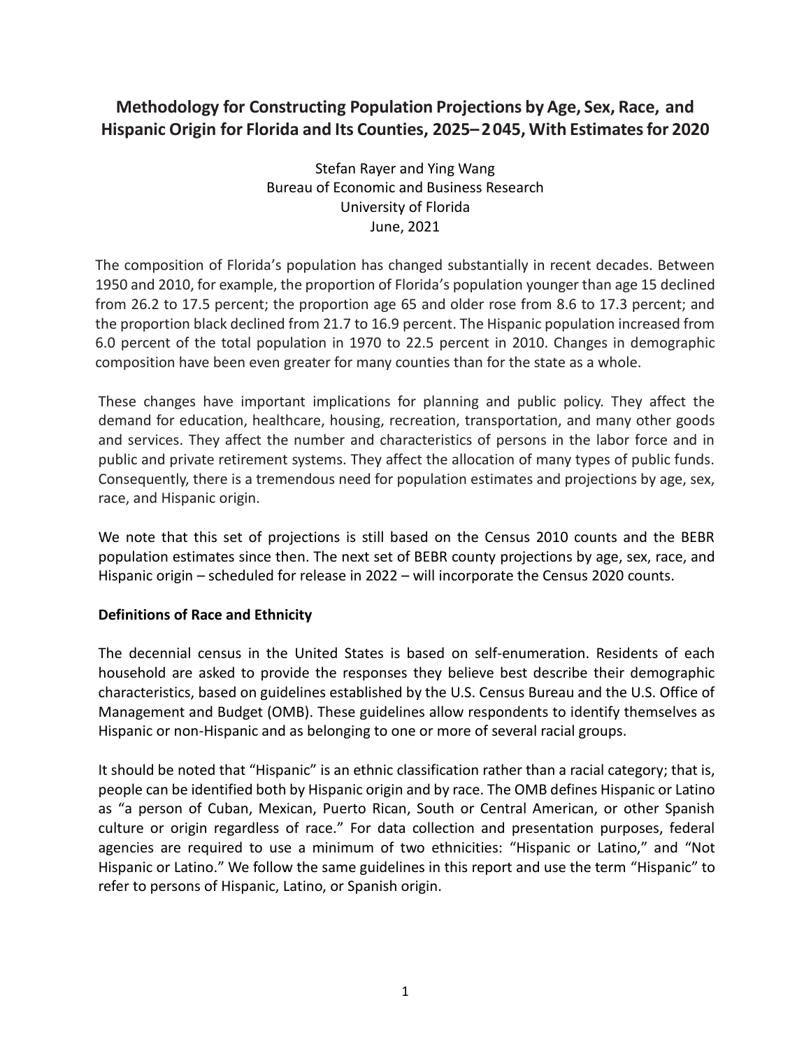# Methodology for Constructing Population Projections by Age, Sex, Race, and Hispanic Origin for Florida and Its Counties, 2025–2045, With Estimates for 2020

Stefan Rayer and Ying Wang
Bureau of Economic and Business Research
University of Florida
June, 2021

The composition of Florida's population has changed substantially in recent decades. Between 1950 and 2010, for example, the proportion of Florida's population younger than age 15 declined from 26.2 to 17.5 percent; the proportion age 65 and older rose from 8.6 to 17.3 percent; and the proportion black declined from 21.7 to 16.9 percent. The Hispanic population increased from 6.0 percent of the total population in 1970 to 22.5 percent in 2010. Changes in demographic composition have been even greater for many counties than for the state as a whole.

These changes have important implications for planning and public policy. They affect the demand for education, healthcare, housing, recreation, transportation, and many other goods and services. They affect the number and characteristics of persons in the labor force and in public and private retirement systems. They affect the allocation of many types of public funds. Consequently, there is a tremendous need for population estimates and projections by age, sex, race, and Hispanic origin.

We note that this set of projections is still based on the Census 2010 counts and the BEBR population estimates since then. The next set of BEBR county projections by age, sex, race, and Hispanic origin – scheduled for release in 2022 – will incorporate the Census 2020 counts.

**Definitions of Race and Ethnicity**

The decennial census in the United States is based on self-enumeration. Residents of each household are asked to provide the responses they believe best describe their demographic characteristics, based on guidelines established by the U.S. Census Bureau and the U.S. Office of Management and Budget (OMB). These guidelines allow respondents to identify themselves as Hispanic or non-Hispanic and as belonging to one or more of several racial groups.

It should be noted that "Hispanic" is an ethnic classification rather than a racial category; that is, people can be identified both by Hispanic origin and by race. The OMB defines Hispanic or Latino as "a person of Cuban, Mexican, Puerto Rican, South or Central American, or other Spanish culture or origin regardless of race." For data collection and presentation purposes, federal agencies are required to use a minimum of two ethnicities: "Hispanic or Latino," and "Not Hispanic or Latino." We follow the same guidelines in this report and use the term "Hispanic" to refer to persons of Hispanic, Latino, or Spanish origin.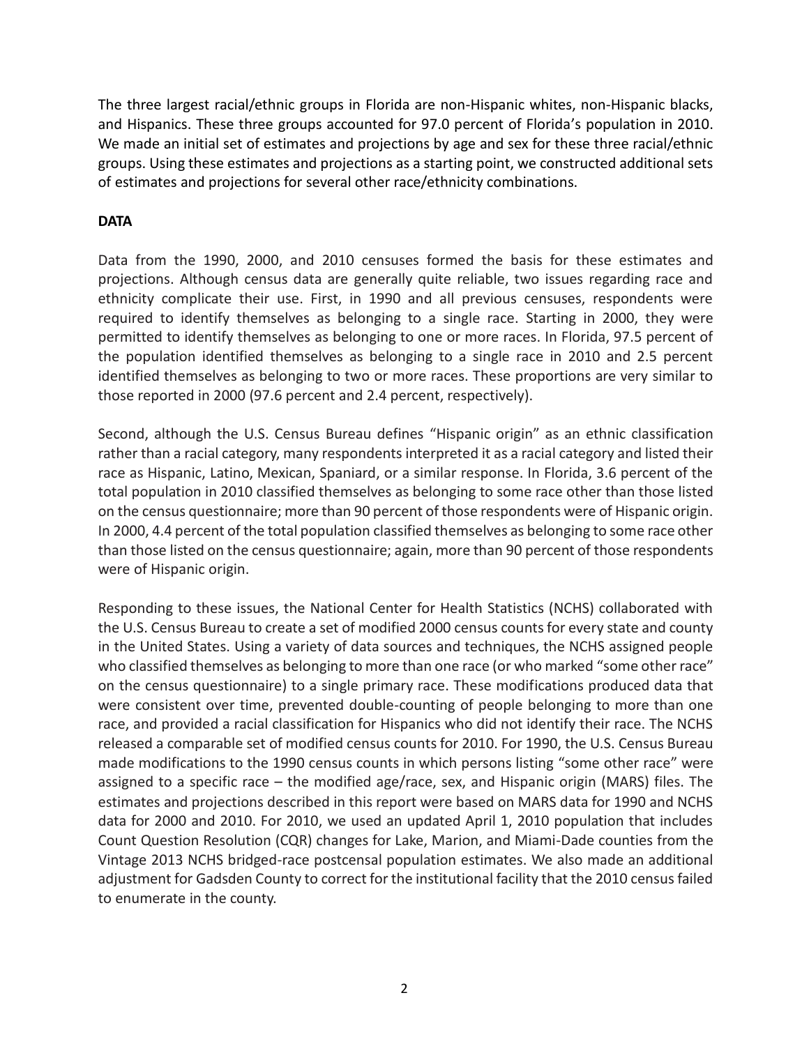The three largest racial/ethnic groups in Florida are non-Hispanic whites, non-Hispanic blacks, and Hispanics. These three groups accounted for 97.0 percent of Florida's population in 2010. We made an initial set of estimates and projections by age and sex for these three racial/ethnic groups. Using these estimates and projections as a starting point, we constructed additional sets of estimates and projections for several other race/ethnicity combinations.

## DATA

Data from the 1990, 2000, and 2010 censuses formed the basis for these estimates and projections. Although census data are generally quite reliable, two issues regarding race and ethnicity complicate their use. First, in 1990 and all previous censuses, respondents were required to identify themselves as belonging to a single race. Starting in 2000, they were permitted to identify themselves as belonging to one or more races. In Florida, 97.5 percent of the population identified themselves as belonging to a single race in 2010 and 2.5 percent identified themselves as belonging to two or more races. These proportions are very similar to those reported in 2000 (97.6 percent and 2.4 percent, respectively).

Second, although the U.S. Census Bureau defines "Hispanic origin" as an ethnic classification rather than a racial category, many respondents interpreted it as a racial category and listed their race as Hispanic, Latino, Mexican, Spaniard, or a similar response. In Florida, 3.6 percent of the total population in 2010 classified themselves as belonging to some race other than those listed on the census questionnaire; more than 90 percent of those respondents were of Hispanic origin. In 2000, 4.4 percent of the total population classified themselves as belonging to some race other than those listed on the census questionnaire; again, more than 90 percent of those respondents were of Hispanic origin.

Responding to these issues, the National Center for Health Statistics (NCHS) collaborated with the U.S. Census Bureau to create a set of modified 2000 census counts for every state and county in the United States. Using a variety of data sources and techniques, the NCHS assigned people who classified themselves as belonging to more than one race (or who marked "some other race" on the census questionnaire) to a single primary race. These modifications produced data that were consistent over time, prevented double-counting of people belonging to more than one race, and provided a racial classification for Hispanics who did not identify their race. The NCHS released a comparable set of modified census counts for 2010. For 1990, the U.S. Census Bureau made modifications to the 1990 census counts in which persons listing "some other race" were assigned to a specific race – the modified age/race, sex, and Hispanic origin (MARS) files. The estimates and projections described in this report were based on MARS data for 1990 and NCHS data for 2000 and 2010. For 2010, we used an updated April 1, 2010 population that includes Count Question Resolution (CQR) changes for Lake, Marion, and Miami-Dade counties from the Vintage 2013 NCHS bridged-race postcensal population estimates. We also made an additional adjustment for Gadsden County to correct for the institutional facility that the 2010 census failed to enumerate in the county.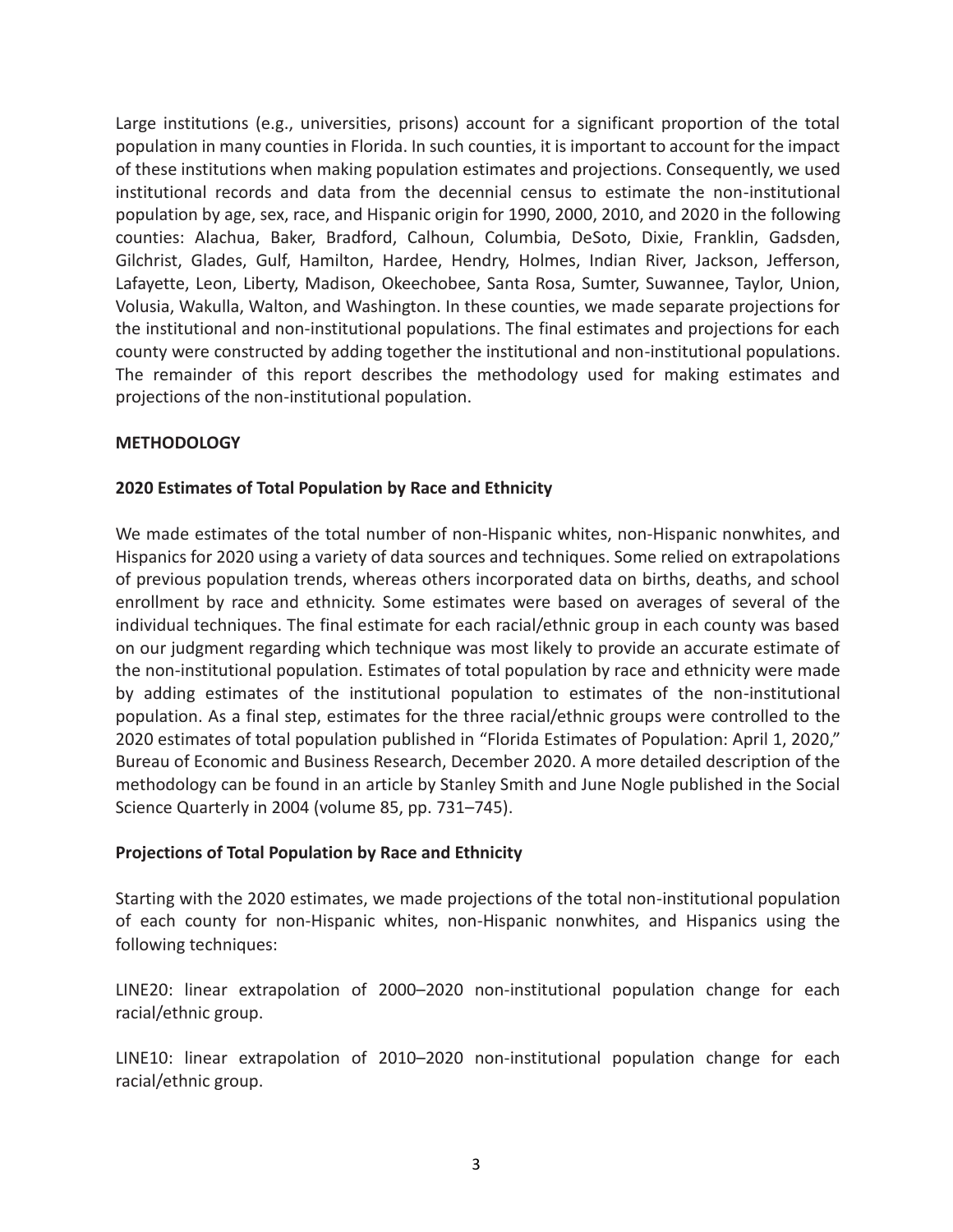Large institutions (e.g., universities, prisons) account for a significant proportion of the total population in many counties in Florida. In such counties, it is important to account for the impact of these institutions when making population estimates and projections. Consequently, we used institutional records and data from the decennial census to estimate the non-institutional population by age, sex, race, and Hispanic origin for 1990, 2000, 2010, and 2020 in the following counties: Alachua, Baker, Bradford, Calhoun, Columbia, DeSoto, Dixie, Franklin, Gadsden, Gilchrist, Glades, Gulf, Hamilton, Hardee, Hendry, Holmes, Indian River, Jackson, Jefferson, Lafayette, Leon, Liberty, Madison, Okeechobee, Santa Rosa, Sumter, Suwannee, Taylor, Union, Volusia, Wakulla, Walton, and Washington. In these counties, we made separate projections for the institutional and non-institutional populations. The final estimates and projections for each county were constructed by adding together the institutional and non-institutional populations. The remainder of this report describes the methodology used for making estimates and projections of the non-institutional population.

## METHODOLOGY

### 2020 Estimates of Total Population by Race and Ethnicity

We made estimates of the total number of non-Hispanic whites, non-Hispanic nonwhites, and Hispanics for 2020 using a variety of data sources and techniques. Some relied on extrapolations of previous population trends, whereas others incorporated data on births, deaths, and school enrollment by race and ethnicity. Some estimates were based on averages of several of the individual techniques. The final estimate for each racial/ethnic group in each county was based on our judgment regarding which technique was most likely to provide an accurate estimate of the non-institutional population. Estimates of total population by race and ethnicity were made by adding estimates of the institutional population to estimates of the non-institutional population. As a final step, estimates for the three racial/ethnic groups were controlled to the 2020 estimates of total population published in "Florida Estimates of Population: April 1, 2020," Bureau of Economic and Business Research, December 2020. A more detailed description of the methodology can be found in an article by Stanley Smith and June Nogle published in the Social Science Quarterly in 2004 (volume 85, pp. 731–745).

### Projections of Total Population by Race and Ethnicity

Starting with the 2020 estimates, we made projections of the total non-institutional population of each county for non-Hispanic whites, non-Hispanic nonwhites, and Hispanics using the following techniques:

LINE20: linear extrapolation of 2000–2020 non-institutional population change for each racial/ethnic group.

LINE10: linear extrapolation of 2010–2020 non-institutional population change for each racial/ethnic group.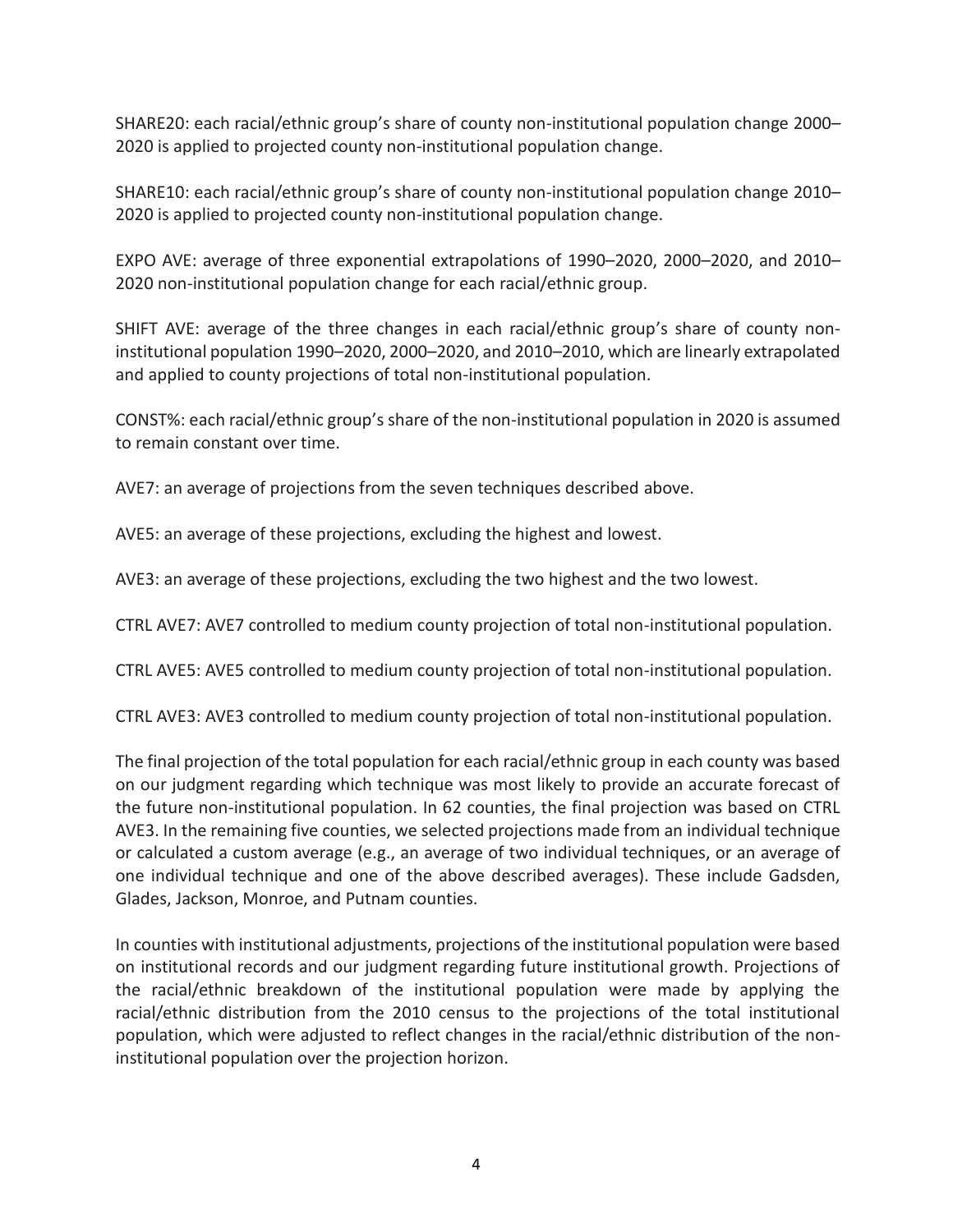SHARE20: each racial/ethnic group's share of county non-institutional population change 2000–2020 is applied to projected county non-institutional population change.

SHARE10: each racial/ethnic group's share of county non-institutional population change 2010–2020 is applied to projected county non-institutional population change.

EXPO AVE: average of three exponential extrapolations of 1990–2020, 2000–2020, and 2010–2020 non-institutional population change for each racial/ethnic group.

SHIFT AVE: average of the three changes in each racial/ethnic group's share of county non-institutional population 1990–2020, 2000–2020, and 2010–2010, which are linearly extrapolated and applied to county projections of total non-institutional population.

CONST%: each racial/ethnic group's share of the non-institutional population in 2020 is assumed to remain constant over time.

AVE7: an average of projections from the seven techniques described above.

AVE5: an average of these projections, excluding the highest and lowest.

AVE3: an average of these projections, excluding the two highest and the two lowest.

CTRL AVE7: AVE7 controlled to medium county projection of total non-institutional population.

CTRL AVE5: AVE5 controlled to medium county projection of total non-institutional population.

CTRL AVE3: AVE3 controlled to medium county projection of total non-institutional population.

The final projection of the total population for each racial/ethnic group in each county was based on our judgment regarding which technique was most likely to provide an accurate forecast of the future non-institutional population. In 62 counties, the final projection was based on CTRL AVE3. In the remaining five counties, we selected projections made from an individual technique or calculated a custom average (e.g., an average of two individual techniques, or an average of one individual technique and one of the above described averages). These include Gadsden, Glades, Jackson, Monroe, and Putnam counties.

In counties with institutional adjustments, projections of the institutional population were based on institutional records and our judgment regarding future institutional growth. Projections of the racial/ethnic breakdown of the institutional population were made by applying the racial/ethnic distribution from the 2010 census to the projections of the total institutional population, which were adjusted to reflect changes in the racial/ethnic distribution of the non-institutional population over the projection horizon.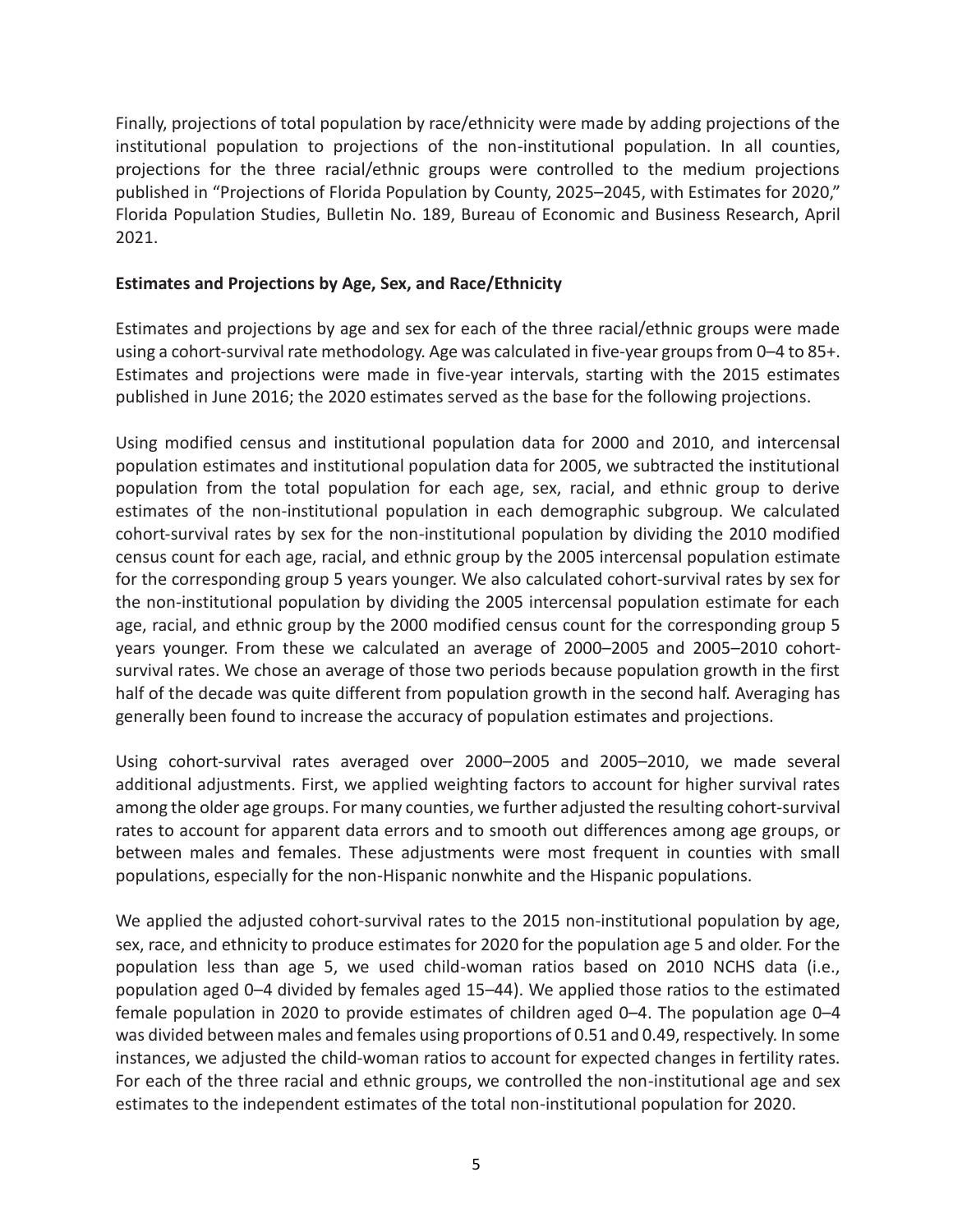Finally, projections of total population by race/ethnicity were made by adding projections of the institutional population to projections of the non-institutional population. In all counties, projections for the three racial/ethnic groups were controlled to the medium projections published in "Projections of Florida Population by County, 2025–2045, with Estimates for 2020," Florida Population Studies, Bulletin No. 189, Bureau of Economic and Business Research, April 2021.

**Estimates and Projections by Age, Sex, and Race/Ethnicity**

Estimates and projections by age and sex for each of the three racial/ethnic groups were made using a cohort-survival rate methodology. Age was calculated in five-year groups from 0–4 to 85+. Estimates and projections were made in five-year intervals, starting with the 2015 estimates published in June 2016; the 2020 estimates served as the base for the following projections.

Using modified census and institutional population data for 2000 and 2010, and intercensal population estimates and institutional population data for 2005, we subtracted the institutional population from the total population for each age, sex, racial, and ethnic group to derive estimates of the non-institutional population in each demographic subgroup. We calculated cohort-survival rates by sex for the non-institutional population by dividing the 2010 modified census count for each age, racial, and ethnic group by the 2005 intercensal population estimate for the corresponding group 5 years younger. We also calculated cohort-survival rates by sex for the non-institutional population by dividing the 2005 intercensal population estimate for each age, racial, and ethnic group by the 2000 modified census count for the corresponding group 5 years younger. From these we calculated an average of 2000–2005 and 2005–2010 cohort-survival rates. We chose an average of those two periods because population growth in the first half of the decade was quite different from population growth in the second half. Averaging has generally been found to increase the accuracy of population estimates and projections.

Using cohort-survival rates averaged over 2000–2005 and 2005–2010, we made several additional adjustments. First, we applied weighting factors to account for higher survival rates among the older age groups. For many counties, we further adjusted the resulting cohort-survival rates to account for apparent data errors and to smooth out differences among age groups, or between males and females. These adjustments were most frequent in counties with small populations, especially for the non-Hispanic nonwhite and the Hispanic populations.

We applied the adjusted cohort-survival rates to the 2015 non-institutional population by age, sex, race, and ethnicity to produce estimates for 2020 for the population age 5 and older. For the population less than age 5, we used child-woman ratios based on 2010 NCHS data (i.e., population aged 0–4 divided by females aged 15–44). We applied those ratios to the estimated female population in 2020 to provide estimates of children aged 0–4. The population age 0–4 was divided between males and females using proportions of 0.51 and 0.49, respectively. In some instances, we adjusted the child-woman ratios to account for expected changes in fertility rates. For each of the three racial and ethnic groups, we controlled the non-institutional age and sex estimates to the independent estimates of the total non-institutional population for 2020.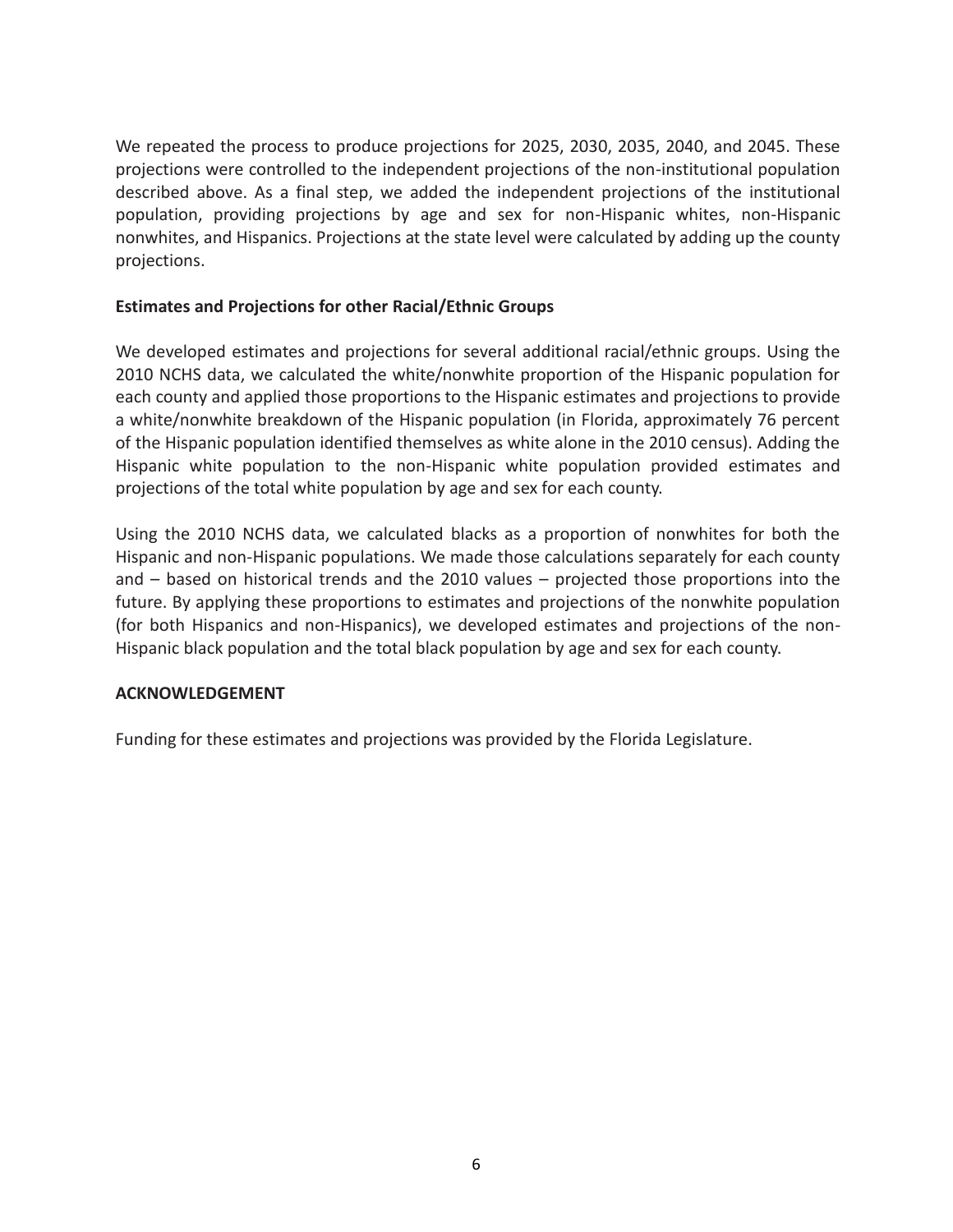We repeated the process to produce projections for 2025, 2030, 2035, 2040, and 2045. These projections were controlled to the independent projections of the non-institutional population described above. As a final step, we added the independent projections of the institutional population, providing projections by age and sex for non-Hispanic whites, non-Hispanic nonwhites, and Hispanics. Projections at the state level were calculated by adding up the county projections.

### Estimates and Projections for other Racial/Ethnic Groups

We developed estimates and projections for several additional racial/ethnic groups. Using the 2010 NCHS data, we calculated the white/nonwhite proportion of the Hispanic population for each county and applied those proportions to the Hispanic estimates and projections to provide a white/nonwhite breakdown of the Hispanic population (in Florida, approximately 76 percent of the Hispanic population identified themselves as white alone in the 2010 census). Adding the Hispanic white population to the non-Hispanic white population provided estimates and projections of the total white population by age and sex for each county.

Using the 2010 NCHS data, we calculated blacks as a proportion of nonwhites for both the Hispanic and non-Hispanic populations. We made those calculations separately for each county and – based on historical trends and the 2010 values – projected those proportions into the future. By applying these proportions to estimates and projections of the nonwhite population (for both Hispanics and non-Hispanics), we developed estimates and projections of the non-Hispanic black population and the total black population by age and sex for each county.

### ACKNOWLEDGEMENT

Funding for these estimates and projections was provided by the Florida Legislature.